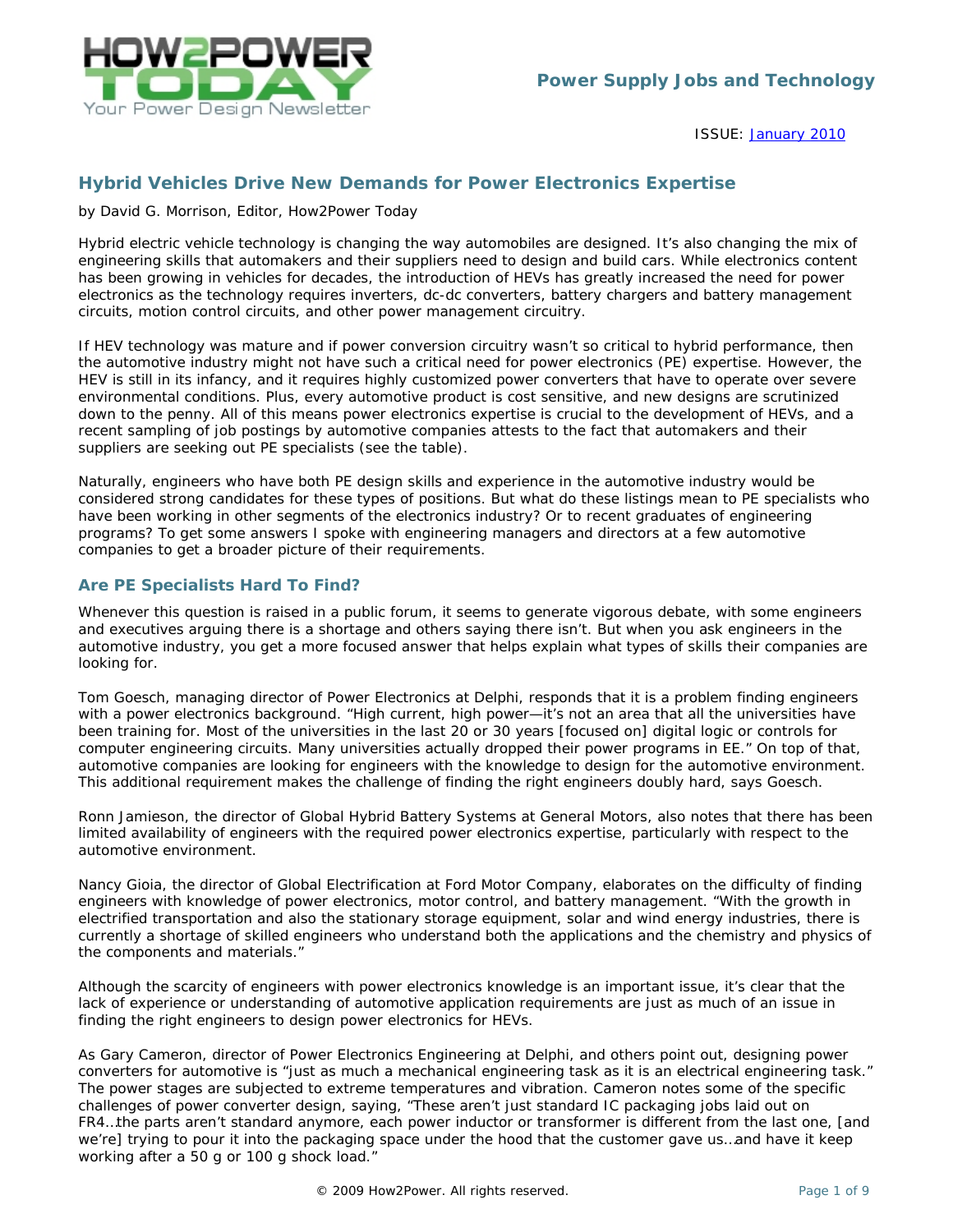Power Supply Jobs and Technology

ISSUE: January 2010

## Hybrid Vehicles Drive New Demands for Power Electronics Expertise

by David G. Morrison, Editor, How2Power Today

Hybrid electric vehicle technology is changing the way automobiles are designed. It's also changing the mix of engineering skills that automakers and their suppliers need to design and build cars. While electronics content has been growing in vehicles for decades, the introduction of HEVs has greatly increased the need for power electronics as the technology requires inverters, dc-dc converters, battery chargers and battery management circuits, motion control circuits, and other power management circuitry.

If HEV technology was mature and if power conversion circuitry wasn't so critical to hybrid performance, then the automotive industry might not have such a critical need for power electronics (PE) expertise. However, the HEV is still in its infancy, and it requires highly customized power converters that have to operate over severe environmental conditions. Plus, every automotive product is cost sensitive, and new designs are scrutinized down to the penny. All of this means power electronics expertise is crucial to the development of HEVs, and a recent sampling of job postings by automotive companies attests to the fact that automakers and their suppliers are seeking out PE specialists (see the table).

Naturally, engineers who have both PE design skills and experience in the automotive industry would be considered strong candidates for these types of positions. But what do these listings mean to PE specialists who have been working in other segments of the electronics industry? Or to recent graduates of engineering programs? To get some answers I spoke with engineering managers and directors at a few automotive companies to get a broader picture of their requirements.

### Are PE Specialists Hard To Find?

Whenever this question is raised in a public forum, it seems to generate vigorous debate, with some engineers and executives arguing there is a shortage and others saying there isn't. But when you ask engineers in the automotive industry, you get a more focused answer that helps explain what types of skills their companies are looking for.

Tom Goesch, managing director of Power Electronics at Delphi, responds that it is a problem finding engineers with a power electronics background. "High current, high power—it's not an area that all the universities have been training for. Most of the universities in the last 20 or 30 years [focused on] digital logic or controls for computer engineering circuits. Many universities actually dropped their power programs in EE." On top of that, automotive companies are looking for engineers with the knowledge to design for the automotive environment. This additional requirement makes the challenge of finding the right engineers doubly hard, says Goesch.

Ronn Jamieson, the director of Global Hybrid Battery Systems at General Motors, also notes that there has been limited availability of engineers with the required power electronics expertise, particularly with respect to the automotive environment.

Nancy Gioia, the director of Global Electrification at Ford Motor Company, elaborates on the difficulty of finding engineers with knowledge of power electronics, motor control, and battery management. "With the growth in electrified transportation and also the stationary storage equipment, solar and wind energy industries, there is currently a shortage of skilled engineers who understand both the applications and the chemistry and physics of the components and materials."

Although the scarcity of engineers with power electronics knowledge is an important issue, it's clear that the lack of experience or understanding of automotive application requirements are just as much of an issue in finding the right engineers to design power electronics for HEVs.

As Gary Cameron, director of Power Electronics Engineering at Delphi, and others point out, designing power converters for automotive is "just as much a mechanical engineering task as it is an electrical engineering task." The power stages are subjected to extreme temperatures and vibration. Cameron notes some of the specific challenges of power converter design, saying, "These aren't just standard IC packaging jobs laid out on FR4…the parts aren't standard anymore, each power inductor or transformer is different from the last one, [and we're] trying to pour it into the packaging space under the hood that the customer gave us…and have it keep working after a 50 g or 100 g shock load."

© 2009 How2Power. All rights reserved.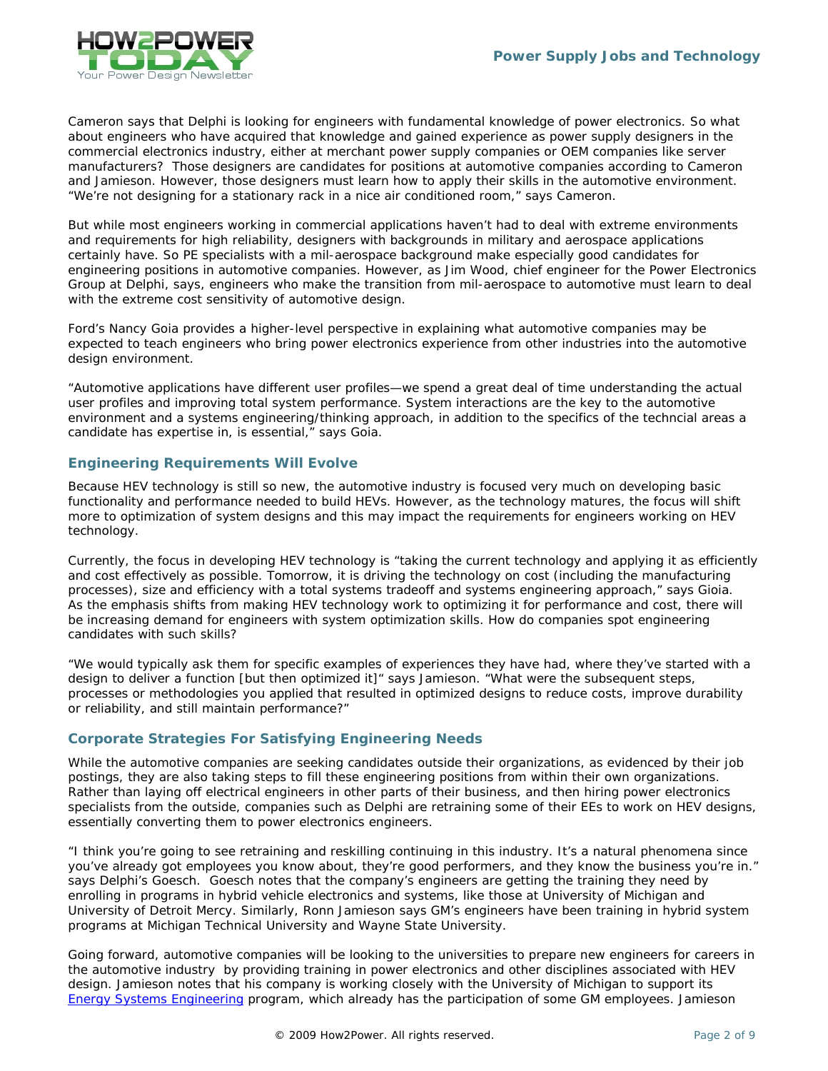Cameron says that Delphi is looking for engineers with fundamental knowledge of power electronics. So what about engineers who have acquired that knowledge and gained experience as power supply designers in the commercial electronics industry, either at merchant power supply companies or OEM companies like server manufacturers? Those designers are candidates for positions at automotive companies according to Cameron and Jamieson. However, those designers must learn how to apply their skills in the automotive environment. "We're not designing for a stationary rack in a nice air conditioned room," says Cameron.

But while most engineers working in commercial applications haven't had to deal with extreme environments and requirements for high reliability, designers with backgrounds in military and aerospace applications certainly have. So PE specialists with a mil-aerospace background make especially good candidates for engineering positions in automotive companies. However, as Jim Wood, chief engineer for the Power Electronics Group at Delphi, says, engineers who make the transition from mil-aerospace to automotive must learn to deal with the extreme cost sensitivity of automotive design.

Ford's Nancy Goia provides a higher-level perspective in explaining what automotive companies may be expected to teach engineers who bring power electronics experience from other industries into the automotive design environment.

"Automotive applications have different user profiles—we spend a great deal of time understanding the actual user profiles and improving total system performance. System interactions are the key to the automotive environment and a systems engineering/thinking approach, in addition to the specifics of the techncial areas a candidate has expertise in, is essential," says Goia.

## Engineering Requirements Will Evolve

Because HEV technology is still so new, the automotive industry is focused very much on developing basic functionality and performance needed to build HEVs. However, as the technology matures, the focus will shift more to optimization of system designs and this may impact the requirements for engineers working on HEV technology.

Currently, the focus in developing HEV technology is "taking the current technology and applying it as efficiently and cost effectively as possible. Tomorrow, it is driving the technology on cost (including the manufacturing processes), size and efficiency with a total systems tradeoff and systems engineering approach," says Gioia. As the emphasis shifts from making HEV technology work to optimizing it for performance and cost, there will be increasing demand for engineers with system optimization skills. How do companies spot engineering candidates with such skills?

"We would typically ask them for specific examples of experiences they have had, where they've started with a design to deliver a function [but then optimized it]" says Jamieson. "What were the subsequent steps, processes or methodologies you applied that resulted in optimized designs to reduce costs, improve durability or reliability, and still maintain performance?"

## Corporate Strategies For Satisfying Engineering Needs

While the automotive companies are seeking candidates outside their organizations, as evidenced by their job postings, they are also taking steps to fill these engineering positions from within their own organizations. Rather than laying off electrical engineers in other parts of their business, and then hiring power electronics specialists from the outside, companies such as Delphi are retraining some of their EEs to work on HEV designs, essentially converting them to power electronics engineers.

"I think you're going to see retraining and reskilling continuing in this industry. It's a natural phenomena since you've already got employees you know about, they're good performers, and they know the business you're in." says Delphi's Goesch. Goesch notes that the company's engineers are getting the training they need by enrolling in programs in hybrid vehicle electronics and systems, like those at University of Michigan and University of Detroit Mercy. Similarly, Ronn Jamieson says GM's engineers have been training in hybrid system programs at Michigan Technical University and Wayne State University.

Going forward, automotive companies will be looking to the universities to prepare new engineers for careers in the automotive industry by providing training in power electronics and other disciplines associated with HEV design. Jamieson notes that his company is working closely with the University of Michigan to support its Energy Systems Engineering program, which already has the participation of some GM employees. Jamieson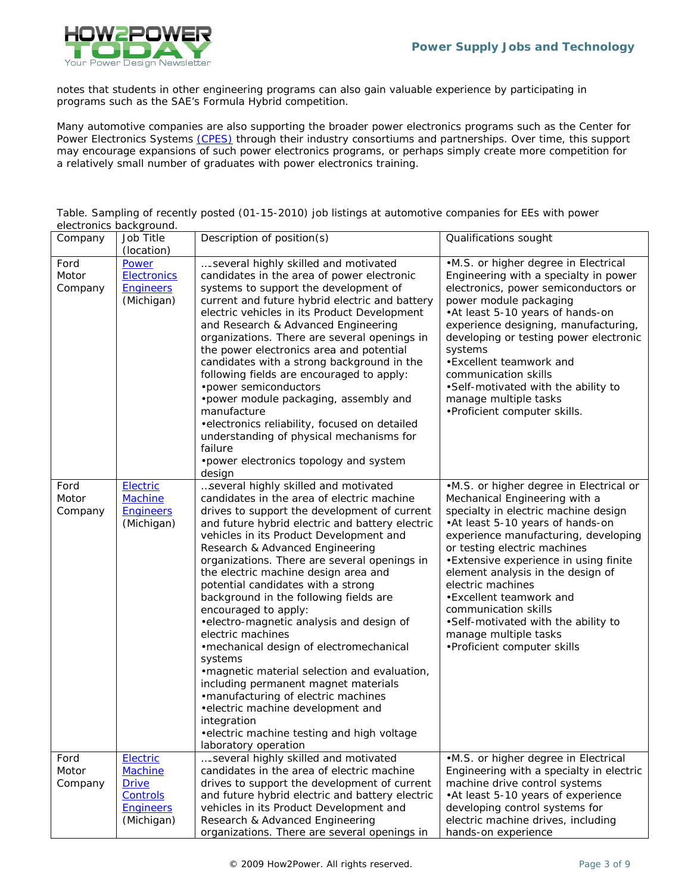notes that students in other engineering programs can also gain valuable experience by participating in programs such as the SAE's Formula Hybrid competition.

Many automotive companies are also supporting the broader power electronics programs such as the Center for Power Electronics Systems (CPES) through their industry consortiums and partnerships. Over time, this support may encourage expansions of such power electronics programs, or perhaps simply create more competition for a relatively small number of graduates with power electronics training.

Table. Sampling of recently posted (01-15-2010) job listings at automotive companies for EEs with power electronics background.

| Company | Job Title (location) | Description of position(s) | Qualifications sought |
|---|---|---|---|
| Ford Motor Company | Power Electronics Engineers (Michigan) | ….several highly skilled and motivated candidates in the area of power electronic systems to support the development of current and future hybrid electric and battery electric vehicles in its Product Development and Research & Advanced Engineering organizations. There are several openings in the power electronics area and potential candidates with a strong background in the following fields are encouraged to apply:<br>•power semiconductors<br>•power module packaging, assembly and manufacture<br>•electronics reliability, focused on detailed understanding of physical mechanisms for failure<br>•power electronics topology and system design | •M.S. or higher degree in Electrical Engineering with a specialty in power electronics, power semiconductors or power module packaging<br>•At least 5-10 years of hands-on experience designing, manufacturing, developing or testing power electronic systems<br>•Excellent teamwork and communication skills<br>•Self-motivated with the ability to manage multiple tasks<br>•Proficient computer skills. |
| Ford Motor Company | Electric Machine Engineers (Michigan) | ..several highly skilled and motivated candidates in the area of electric machine drives to support the development of current and future hybrid electric and battery electric vehicles in its Product Development and Research & Advanced Engineering organizations. There are several openings in the electric machine design area and potential candidates with a strong background in the following fields are encouraged to apply:<br>•electro-magnetic analysis and design of electric machines<br>•mechanical design of electromechanical systems<br>•magnetic material selection and evaluation, including permanent magnet materials<br>•manufacturing of electric machines<br>•electric machine development and integration<br>•electric machine testing and high voltage laboratory operation | •M.S. or higher degree in Electrical or Mechanical Engineering with a specialty in electric machine design<br>•At least 5-10 years of hands-on experience manufacturing, developing or testing electric machines<br>•Extensive experience in using finite element analysis in the design of electric machines<br>•Excellent teamwork and communication skills<br>•Self-motivated with the ability to manage multiple tasks<br>•Proficient computer skills |
| Ford Motor Company | Electric Machine Drive Controls Engineers (Michigan) | ….several highly skilled and motivated candidates in the area of electric machine drives to support the development of current and future hybrid electric and battery electric vehicles in its Product Development and Research & Advanced Engineering organizations. There are several openings in | •M.S. or higher degree in Electrical Engineering with a specialty in electric machine drive control systems<br>•At least 5-10 years of experience developing control systems for electric machine drives, including hands-on experience |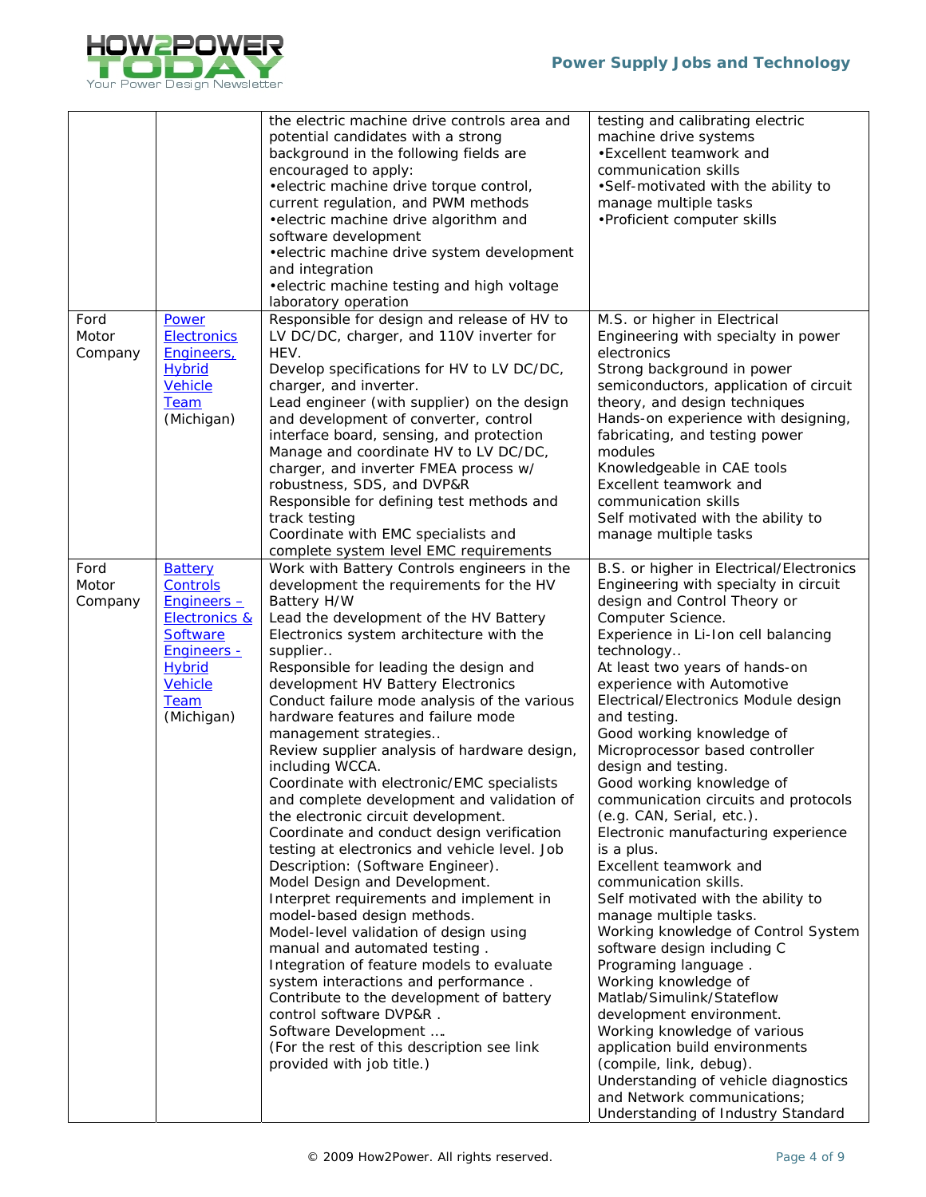| | | | |
|---|---|---|---|
| | | the electric machine drive controls area and potential candidates with a strong background in the following fields are encouraged to apply:<br>•electric machine drive torque control, current regulation, and PWM methods<br>•electric machine drive algorithm and software development<br>•electric machine drive system development and integration<br>•electric machine testing and high voltage laboratory operation | testing and calibrating electric machine drive systems<br>•Excellent teamwork and communication skills<br>•Self-motivated with the ability to manage multiple tasks<br>•Proficient computer skills |
| Ford Motor Company | Power Electronics Engineers, Hybrid Vehicle Team (Michigan) | Responsible for design and release of HV to LV DC/DC, charger, and 110V inverter for HEV.<br>Develop specifications for HV to LV DC/DC, charger, and inverter.<br>Lead engineer (with supplier) on the design and development of converter, control interface board, sensing, and protection<br>Manage and coordinate HV to LV DC/DC, charger, and inverter FMEA process w/ robustness, SDS, and DVP&R<br>Responsible for defining test methods and track testing<br>Coordinate with EMC specialists and complete system level EMC requirements | M.S. or higher in Electrical Engineering with specialty in power electronics<br>Strong background in power semiconductors, application of circuit theory, and design techniques<br>Hands-on experience with designing, fabricating, and testing power modules<br>Knowledgeable in CAE tools<br>Excellent teamwork and communication skills<br>Self motivated with the ability to manage multiple tasks |
| Ford Motor Company | Battery Controls Engineers – Electronics & Software Engineers - Hybrid Vehicle Team (Michigan) | Work with Battery Controls engineers in the development the requirements for the HV Battery H/W<br>Lead the development of the HV Battery Electronics system architecture with the supplier..<br>Responsible for leading the design and development HV Battery Electronics<br>Conduct failure mode analysis of the various hardware features and failure mode management strategies..<br>Review supplier analysis of hardware design, including WCCA.<br>Coordinate with electronic/EMC specialists and complete development and validation of the electronic circuit development.<br>Coordinate and conduct design verification testing at electronics and vehicle level. Job Description: (Software Engineer).<br>Model Design and Development.<br>Interpret requirements and implement in model-based design methods.<br>Model-level validation of design using manual and automated testing .<br>Integration of feature models to evaluate system interactions and performance .<br>Contribute to the development of battery control software DVP&R .<br>Software Development ….<br>(For the rest of this description see link provided with job title.) | B.S. or higher in Electrical/Electronics Engineering with specialty in circuit design and Control Theory or Computer Science.<br>Experience in Li-Ion cell balancing technology..<br>At least two years of hands-on experience with Automotive Electrical/Electronics Module design and testing.<br>Good working knowledge of Microprocessor based controller design and testing.<br>Good working knowledge of communication circuits and protocols (e.g. CAN, Serial, etc.).<br>Electronic manufacturing experience is a plus.<br>Excellent teamwork and communication skills.<br>Self motivated with the ability to manage multiple tasks.<br>Working knowledge of Control System software design including C Programing language .<br>Working knowledge of Matlab/Simulink/Stateflow development environment.<br>Working knowledge of various application build environments (compile, link, debug).<br>Understanding of vehicle diagnostics and Network communications;<br>Understanding of Industry Standard |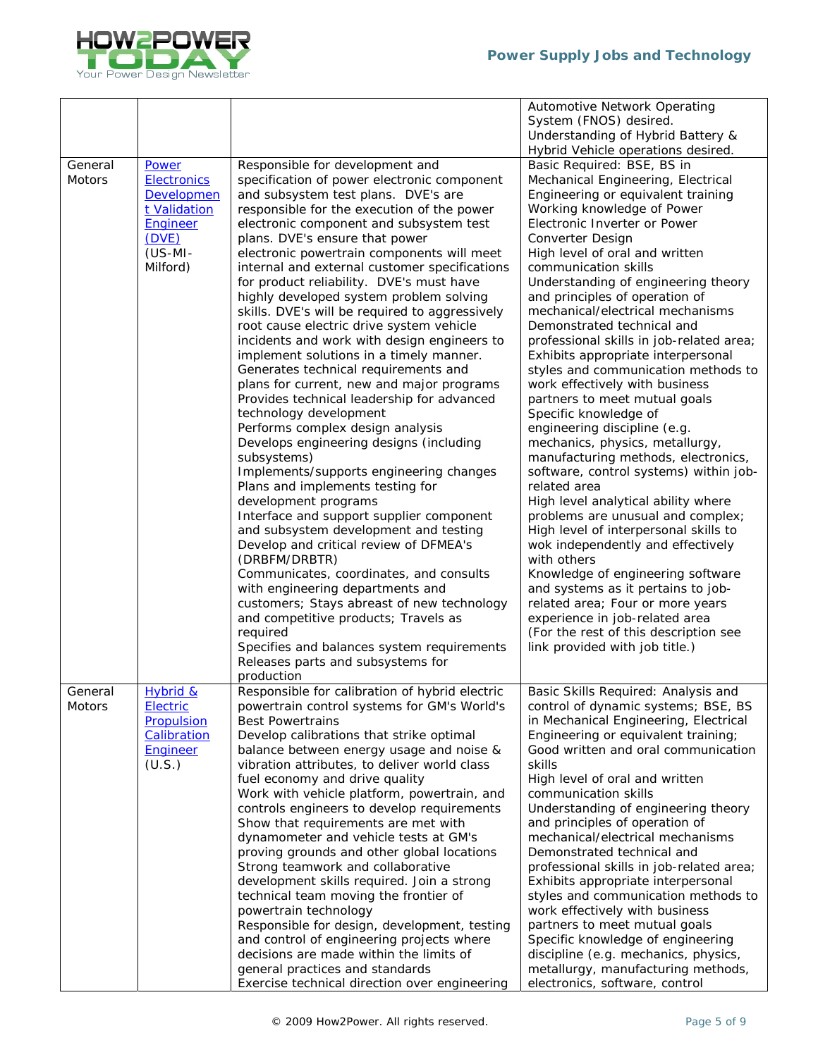| | | | |
|---|---|---|---|
| | | | Automotive Network Operating System (FNOS) desired.<br>Understanding of Hybrid Battery & Hybrid Vehicle operations desired. |
| General Motors | [Power Electronics Development Validation Engineer (DVE)]() (US-MI-Milford) | Responsible for development and specification of power electronic component and subsystem test plans. DVE's are responsible for the execution of the power electronic component and subsystem test plans. DVE's ensure that power electronic powertrain components will meet internal and external customer specifications for product reliability. DVE's must have highly developed system problem solving skills. DVE's will be required to aggressively root cause electric drive system vehicle incidents and work with design engineers to implement solutions in a timely manner.<br>Generates technical requirements and plans for current, new and major programs<br>Provides technical leadership for advanced technology development<br>Performs complex design analysis<br>Develops engineering designs (including subsystems)<br>Implements/supports engineering changes<br>Plans and implements testing for development programs<br>Interface and support supplier component and subsystem development and testing<br>Develop and critical review of DFMEA's (DRBFM/DRBTR)<br>Communicates, coordinates, and consults with engineering departments and customers; Stays abreast of new technology and competitive products; Travels as required<br>Specifies and balances system requirements<br>Releases parts and subsystems for production | Basic Required: BSE, BS in Mechanical Engineering, Electrical Engineering or equivalent training<br>Working knowledge of Power Electronic Inverter or Power Converter Design<br>High level of oral and written communication skills<br>Understanding of engineering theory and principles of operation of mechanical/electrical mechanisms<br>Demonstrated technical and professional skills in job-related area;<br>Exhibits appropriate interpersonal styles and communication methods to work effectively with business partners to meet mutual goals<br>Specific knowledge of engineering discipline (e.g. mechanics, physics, metallurgy, manufacturing methods, electronics, software, control systems) within job-related area<br>High level analytical ability where problems are unusual and complex;<br>High level of interpersonal skills to wok independently and effectively with others<br>Knowledge of engineering software and systems as it pertains to job-related area; Four or more years experience in job-related area<br>(For the rest of this description see link provided with job title.) |
| General Motors | [Hybrid & Electric Propulsion Calibration Engineer]() (U.S.) | Responsible for calibration of hybrid electric powertrain control systems for GM's World's Best Powertrains<br>Develop calibrations that strike optimal balance between energy usage and noise & vibration attributes, to deliver world class fuel economy and drive quality<br>Work with vehicle platform, powertrain, and controls engineers to develop requirements<br>Show that requirements are met with dynamometer and vehicle tests at GM's proving grounds and other global locations<br>Strong teamwork and collaborative development skills required. Join a strong technical team moving the frontier of powertrain technology<br>Responsible for design, development, testing and control of engineering projects where decisions are made within the limits of general practices and standards<br>Exercise technical direction over engineering | Basic Skills Required: Analysis and control of dynamic systems; BSE, BS in Mechanical Engineering, Electrical Engineering or equivalent training;<br>Good written and oral communication skills<br>High level of oral and written communication skills<br>Understanding of engineering theory and principles of operation of mechanical/electrical mechanisms<br>Demonstrated technical and professional skills in job-related area;<br>Exhibits appropriate interpersonal styles and communication methods to work effectively with business partners to meet mutual goals<br>Specific knowledge of engineering discipline (e.g. mechanics, physics, metallurgy, manufacturing methods, electronics, software, control |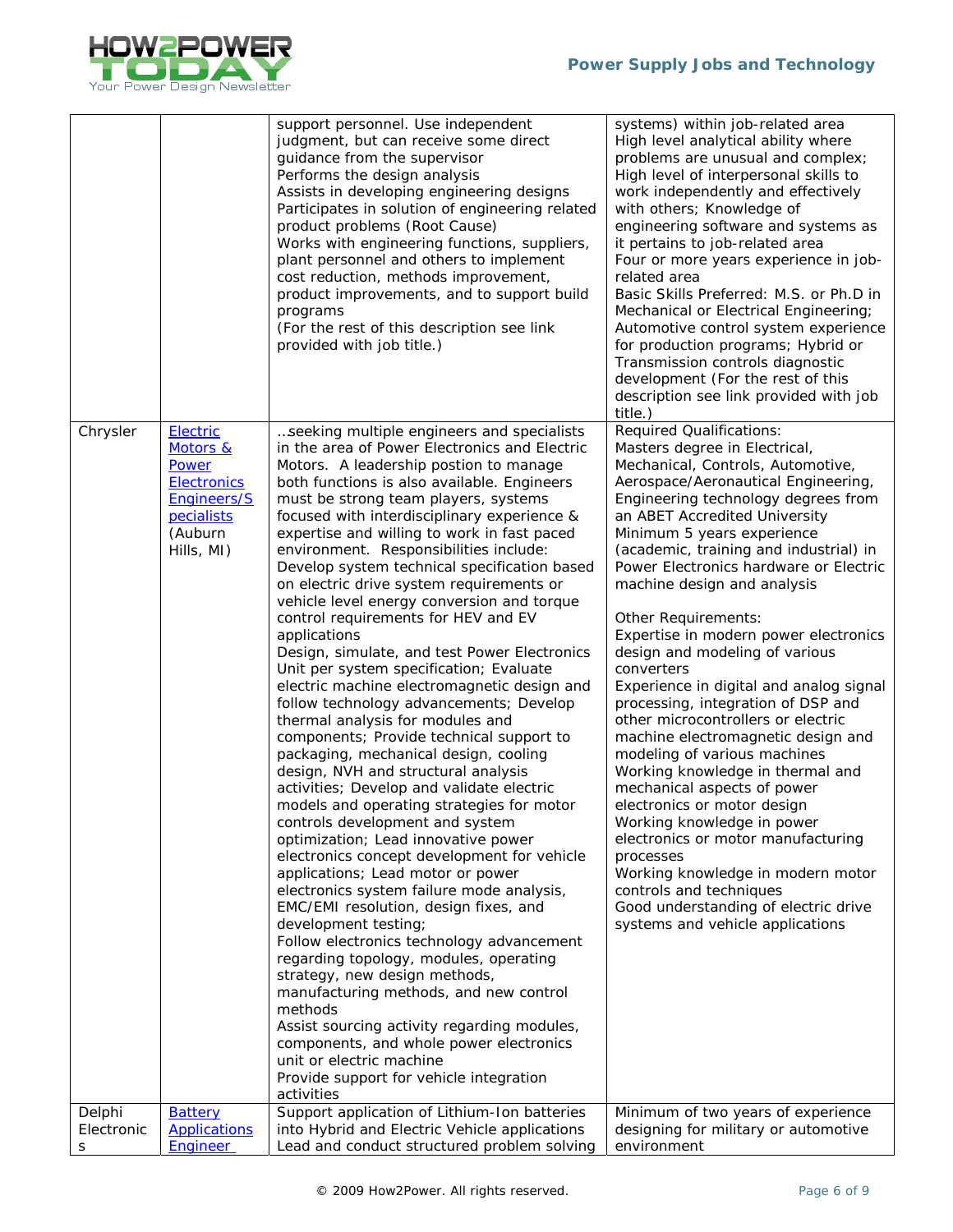| | | | |
|---|---|---|---|
| | | support personnel. Use independent judgment, but can receive some direct guidance from the supervisor<br>Performs the design analysis<br>Assists in developing engineering designs<br>Participates in solution of engineering related product problems (Root Cause)<br>Works with engineering functions, suppliers, plant personnel and others to implement cost reduction, methods improvement, product improvements, and to support build programs<br>(For the rest of this description see link provided with job title.) | systems) within job-related area<br>High level analytical ability where problems are unusual and complex; High level of interpersonal skills to work independently and effectively with others; Knowledge of engineering software and systems as it pertains to job-related area<br>Four or more years experience in job-related area<br>Basic Skills Preferred: M.S. or Ph.D in Mechanical or Electrical Engineering; Automotive control system experience for production programs; Hybrid or Transmission controls diagnostic development (For the rest of this description see link provided with job title.) |
| Chrysler | Electric Motors & Power Electronics Engineers/Specialists (Auburn Hills, MI) | …seeking multiple engineers and specialists in the area of Power Electronics and Electric Motors. A leadership postion to manage both functions is also available. Engineers must be strong team players, systems focused with interdisciplinary experience & expertise and willing to work in fast paced environment. Responsibilities include:<br>Develop system technical specification based on electric drive system requirements or vehicle level energy conversion and torque control requirements for HEV and EV applications<br>Design, simulate, and test Power Electronics Unit per system specification; Evaluate electric machine electromagnetic design and follow technology advancements; Develop thermal analysis for modules and components; Provide technical support to packaging, mechanical design, cooling design, NVH and structural analysis activities; Develop and validate electric models and operating strategies for motor controls development and system optimization; Lead innovative power electronics concept development for vehicle applications; Lead motor or power electronics system failure mode analysis, EMC/EMI resolution, design fixes, and development testing;<br>Follow electronics technology advancement regarding topology, modules, operating strategy, new design methods, manufacturing methods, and new control methods<br>Assist sourcing activity regarding modules, components, and whole power electronics unit or electric machine<br>Provide support for vehicle integration activities | Required Qualifications:<br>Masters degree in Electrical, Mechanical, Controls, Automotive, Aerospace/Aeronautical Engineering, Engineering technology degrees from an ABET Accredited University<br>Minimum 5 years experience (academic, training and industrial) in Power Electronics hardware or Electric machine design and analysis<br><br>Other Requirements:<br>Expertise in modern power electronics design and modeling of various converters<br>Experience in digital and analog signal processing, integration of DSP and other microcontrollers or electric machine electromagnetic design and modeling of various machines<br>Working knowledge in thermal and mechanical aspects of power electronics or motor design<br>Working knowledge in power electronics or motor manufacturing processes<br>Working knowledge in modern motor controls and techniques<br>Good understanding of electric drive systems and vehicle applications |
| Delphi Electronics | Battery Applications Engineer | Support application of Lithium-Ion batteries into Hybrid and Electric Vehicle applications<br>Lead and conduct structured problem solving | Minimum of two years of experience designing for military or automotive environment |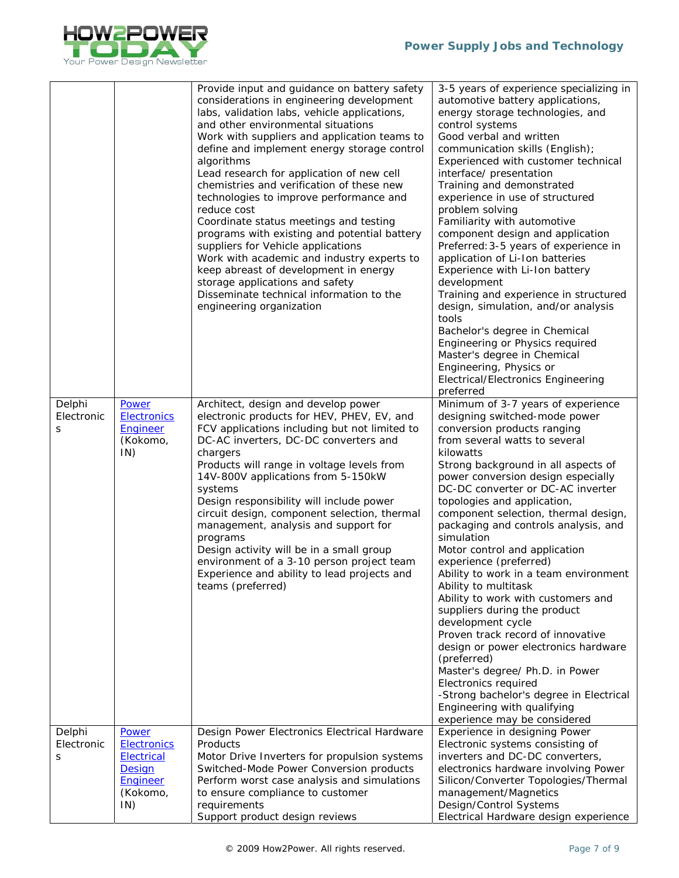| | | | |
|---|---|---|---|
| | | Provide input and guidance on battery safety considerations in engineering development labs, validation labs, vehicle applications, and other environmental situations<br>Work with suppliers and application teams to define and implement energy storage control algorithms<br>Lead research for application of new cell chemistries and verification of these new technologies to improve performance and reduce cost<br>Coordinate status meetings and testing programs with existing and potential battery suppliers for Vehicle applications<br>Work with academic and industry experts to keep abreast of development in energy storage applications and safety<br>Disseminate technical information to the engineering organization | 3-5 years of experience specializing in automotive battery applications, energy storage technologies, and control systems<br>Good verbal and written communication skills (English);<br>Experienced with customer technical interface/ presentation<br>Training and demonstrated experience in use of structured problem solving<br>Familiarity with automotive component design and application<br>Preferred: 3-5 years of experience in application of Li-Ion batteries<br>Experience with Li-Ion battery development<br>Training and experience in structured design, simulation, and/or analysis tools<br>Bachelor's degree in Chemical Engineering or Physics required<br>Master's degree in Chemical Engineering, Physics or Electrical/Electronics Engineering preferred |
| Delphi Electronics | Power Electronics Engineer (Kokomo, IN) | Architect, design and develop power electronic products for HEV, PHEV, EV, and FCV applications including but not limited to DC-AC inverters, DC-DC converters and chargers<br>Products will range in voltage levels from 14V-800V applications from 5-150kW systems<br>Design responsibility will include power circuit design, component selection, thermal management, analysis and support for programs<br>Design activity will be in a small group environment of a 3-10 person project team<br>Experience and ability to lead projects and teams (preferred) | Minimum of 3-7 years of experience designing switched-mode power conversion products ranging from several watts to several kilowatts<br>Strong background in all aspects of power conversion design especially DC-DC converter or DC-AC inverter topologies and application, component selection, thermal design, packaging and controls analysis, and simulation<br>Motor control and application experience (preferred)<br>Ability to work in a team environment<br>Ability to multitask<br>Ability to work with customers and suppliers during the product development cycle<br>Proven track record of innovative design or power electronics hardware (preferred)<br>Master's degree/ Ph.D. in Power Electronics required<br>-Strong bachelor's degree in Electrical Engineering with qualifying experience may be considered |
| Delphi Electronics | Power Electronics Electrical Design Engineer (Kokomo, IN) | Design Power Electronics Electrical Hardware Products<br>Motor Drive Inverters for propulsion systems<br>Switched-Mode Power Conversion products<br>Perform worst case analysis and simulations to ensure compliance to customer requirements<br>Support product design reviews | Experience in designing Power Electronic systems consisting of inverters and DC-DC converters, electronics hardware involving Power Silicon/Converter Topologies/Thermal management/Magnetics Design/Control Systems<br>Electrical Hardware design experience |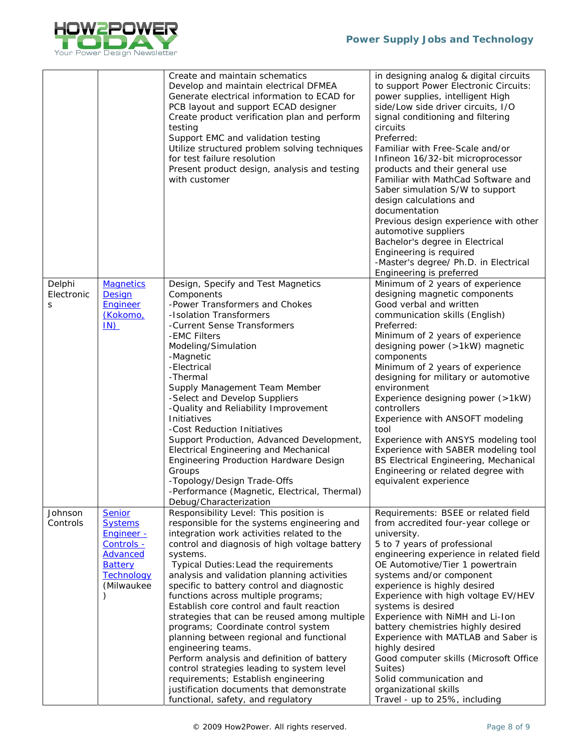| | | | |
|---|---|---|---|
| | | Create and maintain schematics<br>Develop and maintain electrical DFMEA<br>Generate electrical information to ECAD for PCB layout and support ECAD designer<br>Create product verification plan and perform testing<br>Support EMC and validation testing<br>Utilize structured problem solving techniques for test failure resolution<br>Present product design, analysis and testing with customer | in designing analog & digital circuits to support Power Electronic Circuits: power supplies, intelligent High side/Low side driver circuits, I/O signal conditioning and filtering circuits<br>Preferred:<br>Familiar with Free-Scale and/or Infineon 16/32-bit microprocessor products and their general use<br>Familiar with MathCad Software and Saber simulation S/W to support design calculations and documentation<br>Previous design experience with other automotive suppliers<br>Bachelor's degree in Electrical Engineering is required<br>-Master's degree/ Ph.D. in Electrical Engineering is preferred |
| Delphi Electronics | Magnetics Design Engineer (Kokomo, IN) | Design, Specify and Test Magnetics Components<br>-Power Transformers and Chokes<br>-Isolation Transformers<br>-Current Sense Transformers<br>-EMC Filters<br>Modeling/Simulation<br>-Magnetic<br>-Electrical<br>-Thermal<br>Supply Management Team Member<br>-Select and Develop Suppliers<br>-Quality and Reliability Improvement Initiatives<br>-Cost Reduction Initiatives<br>Support Production, Advanced Development, Electrical Engineering and Mechanical Engineering Production Hardware Design Groups<br>-Topology/Design Trade-Offs<br>-Performance (Magnetic, Electrical, Thermal) Debug/Characterization | Minimum of 2 years of experience designing magnetic components<br>Good verbal and written communication skills (English)<br>Preferred:<br>Minimum of 2 years of experience designing power (>1kW) magnetic components<br>Minimum of 2 years of experience designing for military or automotive environment<br>Experience designing power (>1kW) controllers<br>Experience with ANSOFT modeling tool<br>Experience with ANSYS modeling tool<br>Experience with SABER modeling tool<br>BS Electrical Engineering, Mechanical Engineering or related degree with equivalent experience |
| Johnson Controls | Senior Systems Engineer - Controls - Advanced Battery Technology (Milwaukee) | Responsibility Level: This position is responsible for the systems engineering and integration work activities related to the control and diagnosis of high voltage battery systems.<br>Typical Duties: Lead the requirements analysis and validation planning activities specific to battery control and diagnostic functions across multiple programs; Establish core control and fault reaction strategies that can be reused among multiple programs; Coordinate control system planning between regional and functional engineering teams.<br>Perform analysis and definition of battery control strategies leading to system level requirements; Establish engineering justification documents that demonstrate functional, safety, and regulatory | Requirements: BSEE or related field from accredited four-year college or university.<br>5 to 7 years of professional engineering experience in related field<br>OE Automotive/Tier 1 powertrain systems and/or component experience is highly desired<br>Experience with high voltage EV/HEV systems is desired<br>Experience with NiMH and Li-Ion battery chemistries highly desired<br>Experience with MATLAB and Saber is highly desired<br>Good computer skills (Microsoft Office Suites)<br>Solid communication and organizational skills<br>Travel - up to 25%, including |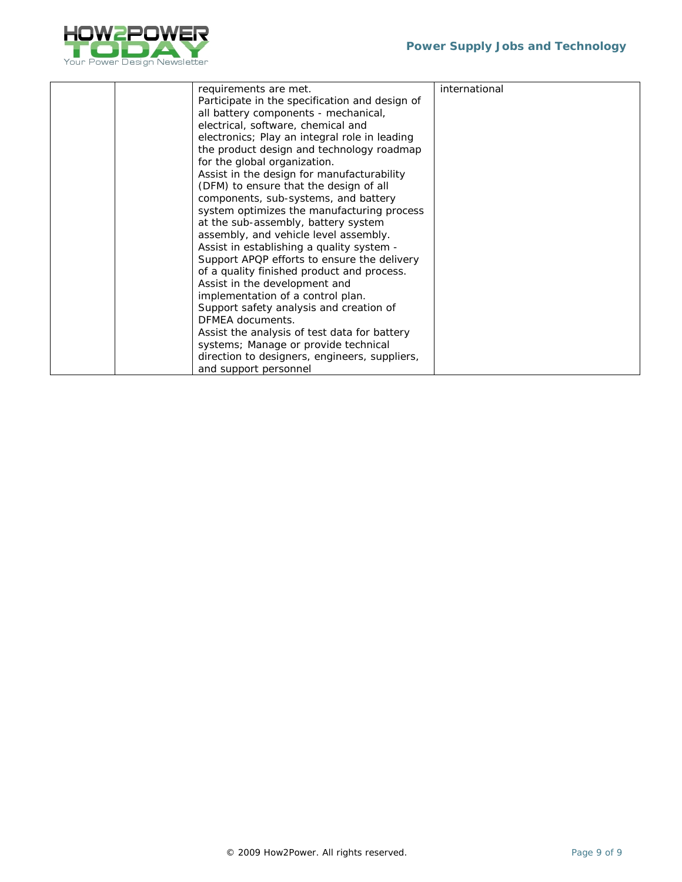| | | | |
|---|---|---|---|
| | | requirements are met.<br>Participate in the specification and design of all battery components - mechanical, electrical, software, chemical and electronics; Play an integral role in leading the product design and technology roadmap for the global organization.<br>Assist in the design for manufacturability (DFM) to ensure that the design of all components, sub-systems, and battery system optimizes the manufacturing process at the sub-assembly, battery system assembly, and vehicle level assembly.<br>Assist in establishing a quality system - Support APQP efforts to ensure the delivery of a quality finished product and process.<br>Assist in the development and implementation of a control plan.<br>Support safety analysis and creation of DFMEA documents.<br>Assist the analysis of test data for battery systems; Manage or provide technical direction to designers, engineers, suppliers, and support personnel | international |

© 2009 How2Power. All rights reserved.